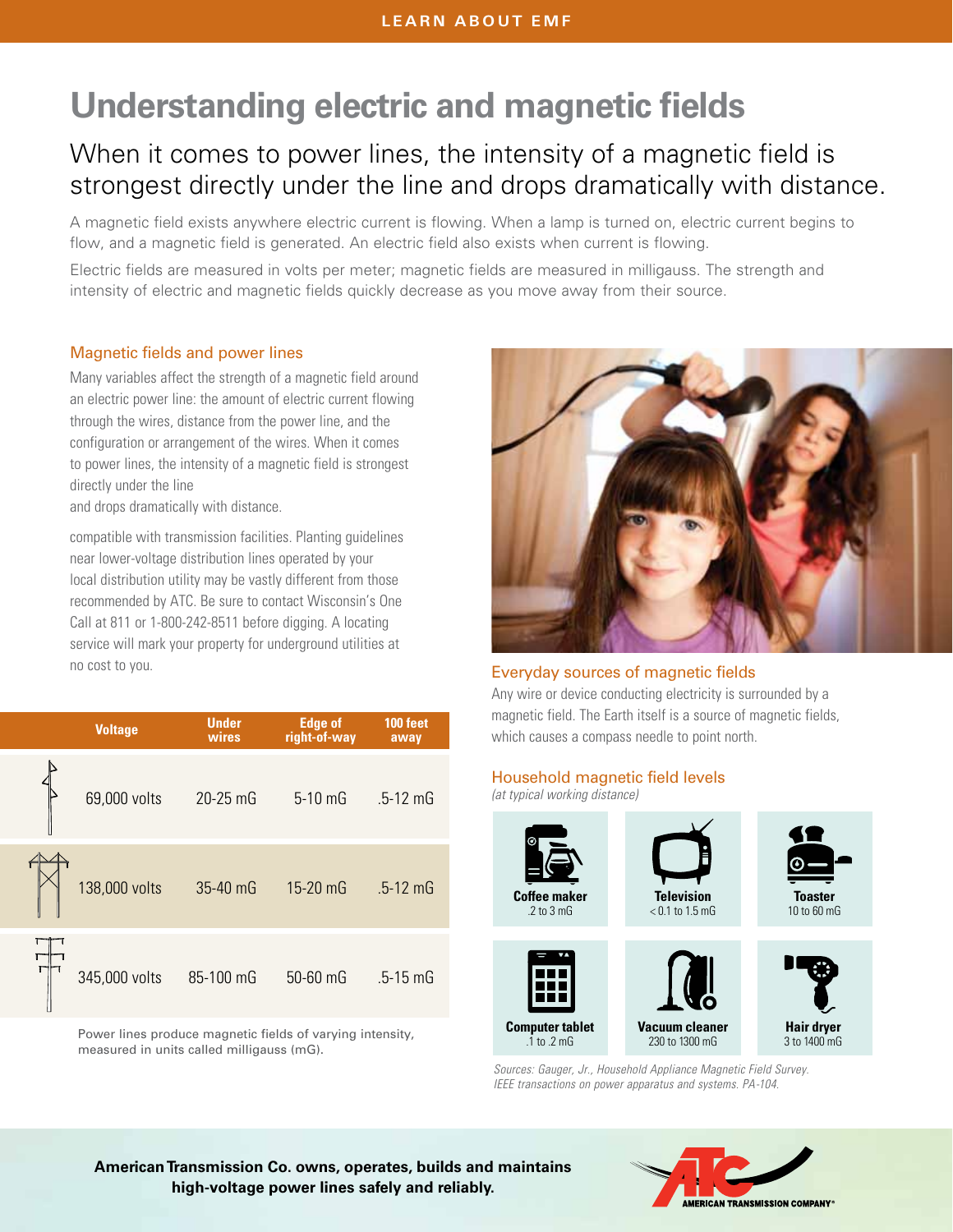LEARN ABOUT EMF

# Understanding electric and magnetic fields

## When it comes to power lines, the intensity of a magnetic field is strongest directly under the line and drops dramatically with distance.

A magnetic field exists anywhere electric current is flowing. When a lamp is turned on, electric current begins to flow, and a magnetic field is generated. An electric field also exists when current is flowing.

Electric fields are measured in volts per meter; magnetic fields are measured in milligauss. The strength and intensity of electric and magnetic fields quickly decrease as you move away from their source.

### Magnetic fields and power lines

Many variables affect the strength of a magnetic field around an electric power line: the amount of electric current flowing through the wires, distance from the power line, and the configuration or arrangement of the wires. When it comes to power lines, the intensity of a magnetic field is strongest directly under the line

and drops dramatically with distance.

compatible with transmission facilities. Planting guidelines near lower-voltage distribution lines operated by your local distribution utility may be vastly different from those recommended by ATC. Be sure to contact Wisconsin's One Call at 811 or 1-800-242-8511 before digging. A locating service will mark your property for underground utilities at no cost to you.

| Voltage | Under wires | Edge of right-of-way | 100 feet away |
|---|---|---|---|
| 69,000 volts | 20-25 mG | 5-10 mG | .5-12 mG |
| 138,000 volts | 35-40 mG | 15-20 mG | .5-12 mG |
| 345,000 volts | 85-100 mG | 50-60 mG | .5-15 mG |

Power lines produce magnetic fields of varying intensity, measured in units called milligauss (mG).

### Everyday sources of magnetic fields

Any wire or device conducting electricity is surrounded by a magnetic field. The Earth itself is a source of magnetic fields, which causes a compass needle to point north.

### Household magnetic field levels

*(at typical working distance)*

| Appliance | Level |
|---|---|
| **Coffee maker** | .2 to 3 mG |
| **Television** | < 0.1 to 1.5 mG |
| **Toaster** | 10 to 60 mG |
| **Computer tablet** | .1 to .2 mG |
| **Vacuum cleaner** | 230 to 1300 mG |
| **Hair dryer** | 3 to 1400 mG |

*Sources: Gauger, Jr., Household Appliance Magnetic Field Survey. IEEE transactions on power apparatus and systems. PA-104.*

**American Transmission Co. owns, operates, builds and maintains high-voltage power lines safely and reliably.**

AMERICAN TRANSMISSION COMPANY®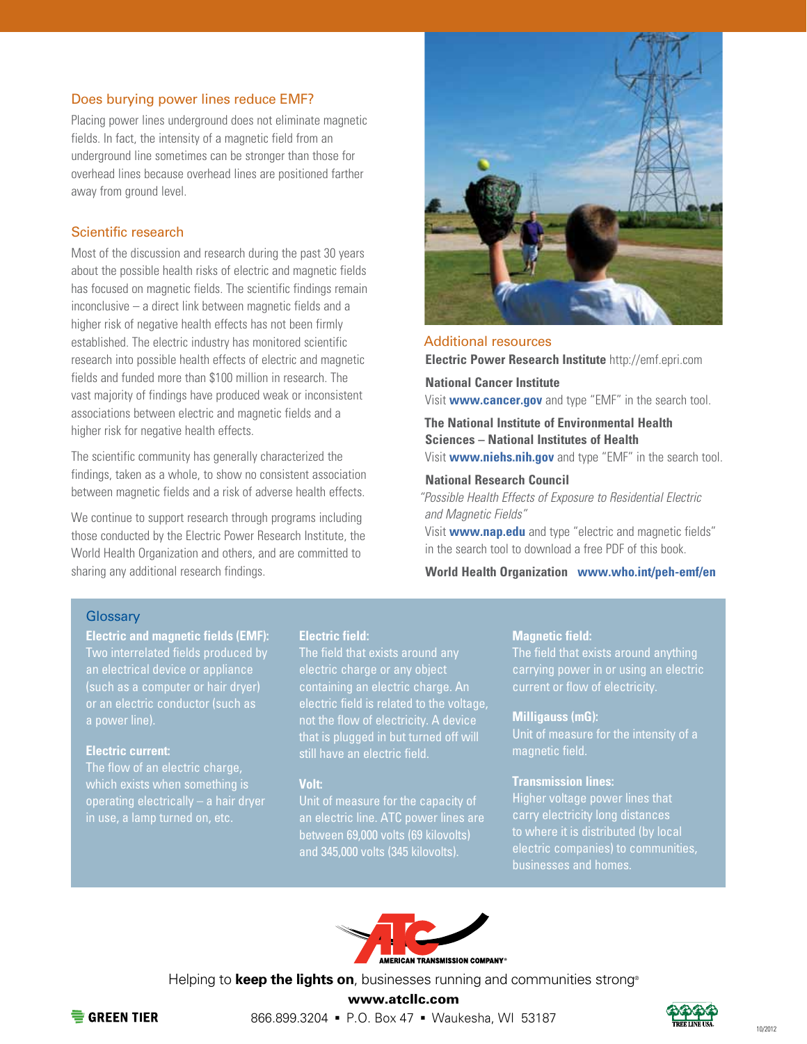## Does burying power lines reduce EMF?

Placing power lines underground does not eliminate magnetic fields. In fact, the intensity of a magnetic field from an underground line sometimes can be stronger than those for overhead lines because overhead lines are positioned farther away from ground level.

## Scientific research

Most of the discussion and research during the past 30 years about the possible health risks of electric and magnetic fields has focused on magnetic fields. The scientific findings remain inconclusive – a direct link between magnetic fields and a higher risk of negative health effects has not been firmly established. The electric industry has monitored scientific research into possible health effects of electric and magnetic fields and funded more than $100 million in research. The vast majority of findings have produced weak or inconsistent associations between electric and magnetic fields and a higher risk for negative health effects.

The scientific community has generally characterized the findings, taken as a whole, to show no consistent association between magnetic fields and a risk of adverse health effects.

We continue to support research through programs including those conducted by the Electric Power Research Institute, the World Health Organization and others, and are committed to sharing any additional research findings.

## Additional resources

**Electric Power Research Institute** http://emf.epri.com

**National Cancer Institute**
Visit **www.cancer.gov** and type "EMF" in the search tool.

**The National Institute of Environmental Health Sciences – National Institutes of Health**
Visit **www.niehs.nih.gov** and type "EMF" in the search tool.

**National Research Council**
*"Possible Health Effects of Exposure to Residential Electric and Magnetic Fields"*
Visit **www.nap.edu** and type "electric and magnetic fields" in the search tool to download a free PDF of this book.

**World Health Organization** **www.who.int/peh-emf/en**

## Glossary

**Electric and magnetic fields (EMF):**
Two interrelated fields produced by an electrical device or appliance (such as a computer or hair dryer) or an electric conductor (such as a power line).

**Electric current:**
The flow of an electric charge, which exists when something is operating electrically – a hair dryer in use, a lamp turned on, etc.

**Electric field:**
The field that exists around any electric charge or any object containing an electric charge. An electric field is related to the voltage, not the flow of electricity. A device that is plugged in but turned off will still have an electric field.

**Volt:**
Unit of measure for the capacity of an electric line. ATC power lines are between 69,000 volts (69 kilovolts) and 345,000 volts (345 kilovolts).

**Magnetic field:**
The field that exists around anything carrying power in or using an electric current or flow of electricity.

**Milligauss (mG):**
Unit of measure for the intensity of a magnetic field.

**Transmission lines:**
Higher voltage power lines that carry electricity long distances to where it is distributed (by local electric companies) to communities, businesses and homes.

ATC AMERICAN TRANSMISSION COMPANY®

Helping to **keep the lights on**, businesses running and communities strong®

**www.atcllc.com**

866.899.3204 ▪ P.O. Box 47 ▪ Waukesha, WI 53187

GREEN TIER

TREE LINE USA

10/2012